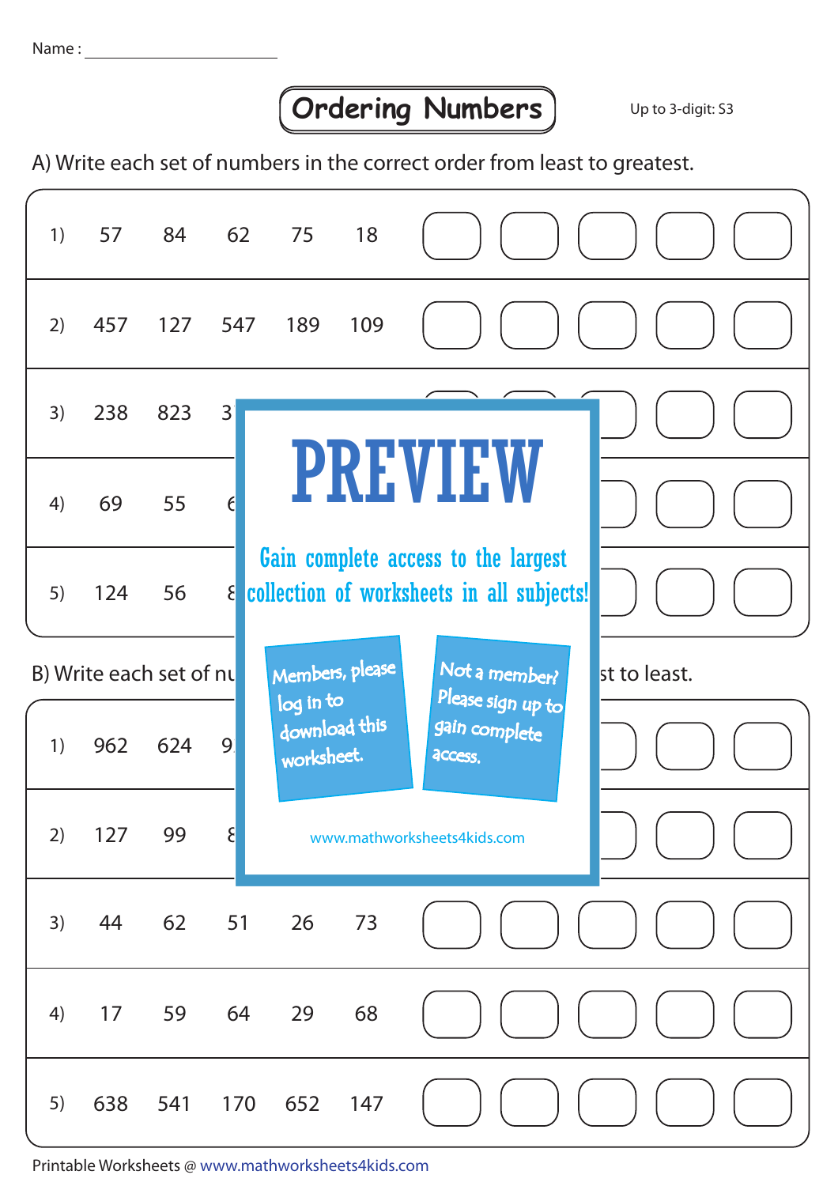Name : ____________________

# Ordering Numbers

Up to 3-digit: S3

A) Write each set of numbers in the correct order from least to greatest.

| | | | | | | | | | | |
|---|---|---|---|---|---|---|---|---|---|---|
| 1) | 57 | 84 | 62 | 75 | 18 | | | | | |
| 2) | 457 | 127 | 547 | 189 | 109 | | | | | |
| 3) | 238 | 823 | 3 | | | | | | | |
| 4) | 69 | 55 | 6 | | | | | | | |
| 5) | 124 | 56 | 8 | | | | | | | |

**PREVIEW**

Gain complete access to the largest collection of worksheets in all subjects!

Members, please log in to download this worksheet.

Not a member? Please sign up to gain complete access.

www.mathworksheets4kids.com

B) Write each set of nu... st to least.

| | | | | | | | | | | |
|---|---|---|---|---|---|---|---|---|---|---|
| 1) | 962 | 624 | 9 | | | | | | | |
| 2) | 127 | 99 | 8 | | | | | | | |
| 3) | 44 | 62 | 51 | 26 | 73 | | | | | |
| 4) | 17 | 59 | 64 | 29 | 68 | | | | | |
| 5) | 638 | 541 | 170 | 652 | 147 | | | | | |

Printable Worksheets @ www.mathworksheets4kids.com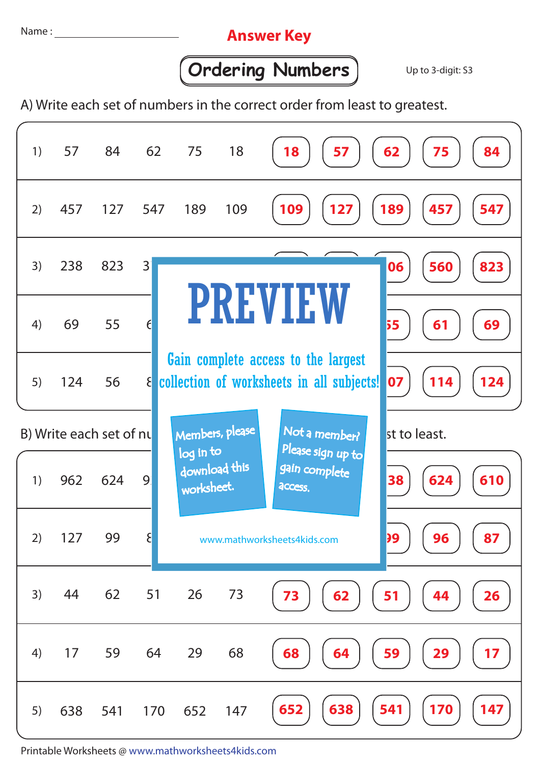Name : ______________________

**Answer Key**

# Ordering Numbers

Up to 3-digit: S3

A) Write each set of numbers in the correct order from least to greatest.

| | | | | | | | | | | |
|---|---|---|---|---|---|---|---|---|---|---|
| 1) | 57 | 84 | 62 | 75 | 18 | 18 | 57 | 62 | 75 | 84 |
| 2) | 457 | 127 | 547 | 189 | 109 | 109 | 127 | 189 | 457 | 547 |
| 3) | 238 | 823 | 3 | | | | | 06 | 560 | 823 |
| 4) | 69 | 55 | 6 | | | | | 55 | 61 | 69 |
| 5) | 124 | 56 | 8 | | | | | 07 | 114 | 124 |

PREVIEW

Gain complete access to the largest collection of worksheets in all subjects!

Members, please log in to download this worksheet.

Not a member? Please sign up to gain complete access.

www.mathworksheets4kids.com

B) Write each set of nu... st to least.

| | | | | | | | | | | |
|---|---|---|---|---|---|---|---|---|---|---|
| 1) | 962 | 624 | 9 | | | | | 38 | 624 | 610 |
| 2) | 127 | 99 | 8 | | | | | 99 | 96 | 87 |
| 3) | 44 | 62 | 51 | 26 | 73 | 73 | 62 | 51 | 44 | 26 |
| 4) | 17 | 59 | 64 | 29 | 68 | 68 | 64 | 59 | 29 | 17 |
| 5) | 638 | 541 | 170 | 652 | 147 | 652 | 638 | 541 | 170 | 147 |

Printable Worksheets @ www.mathworksheets4kids.com